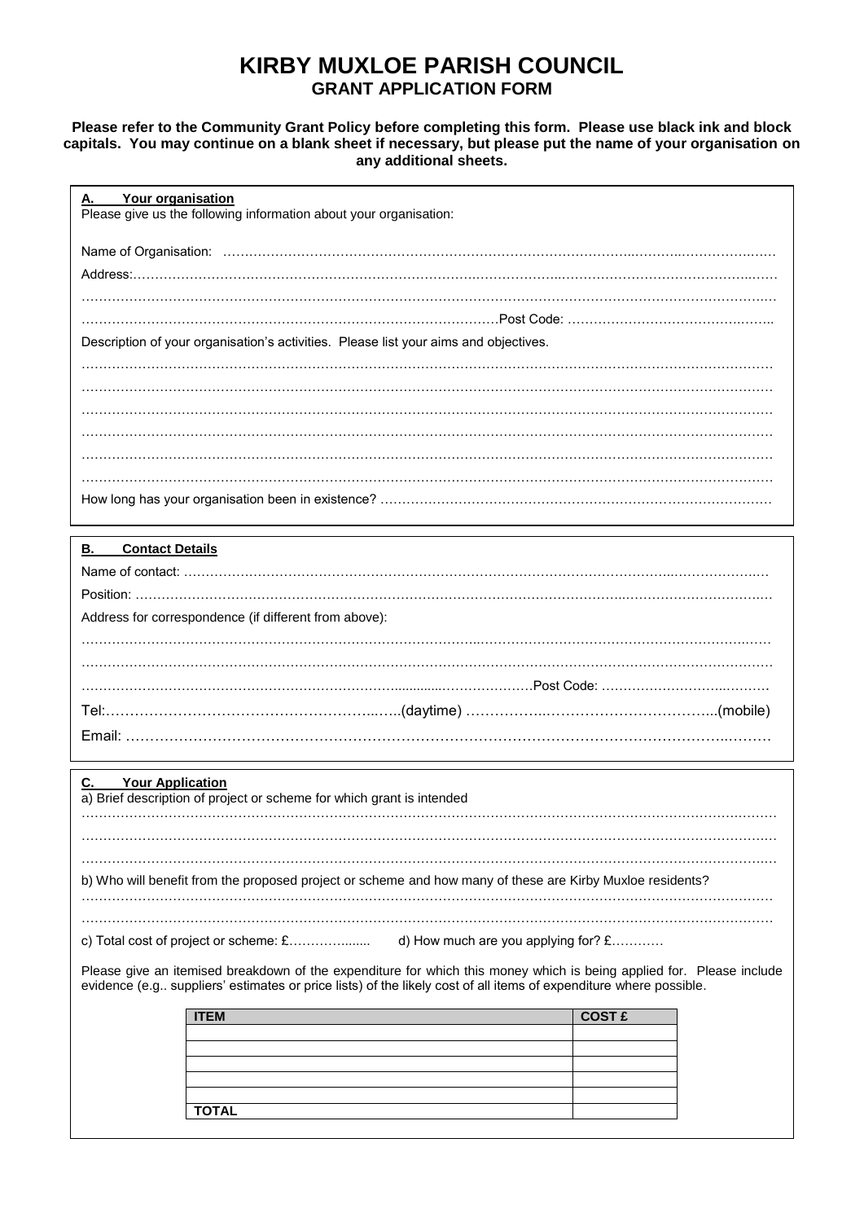# KIRBY MUXLOE PARISH COUNCIL
## GRANT APPLICATION FORM

**Please refer to the Community Grant Policy before completing this form. Please use black ink and block capitals. You may continue on a blank sheet if necessary, but please put the name of your organisation on any additional sheets.**

### A. Your organisation

Please give us the following information about your organisation:

Name of Organisation: ……………………………………………………………………………………………………………………

Address:……………………………………………………………………………………………………………………………………

……………………………………………………………………………………………………………………………………………

……………………………………………………………………………………Post Code: ……………………………………………

Description of your organisation's activities. Please list your aims and objectives.

……………………………………………………………………………………………………………………………………………

……………………………………………………………………………………………………………………………………………

……………………………………………………………………………………………………………………………………………

……………………………………………………………………………………………………………………………………………

……………………………………………………………………………………………………………………………………………

……………………………………………………………………………………………………………………………………………

How long has your organisation been in existence? ……………………………………………………………………………

### B. Contact Details

Name of contact: ……………………………………………………………………………………………………………………

Position: ……………………………………………………………………………………………………………………………

Address for correspondence (if different from above):

……………………………………………………………………………………………………………………………………………

……………………………………………………………………………………………………………………………………………

……………………………………………………………………………………Post Code: ……………………………………

Tel:…………………………………………………….(daytime) ……………………………………………..(mobile)

Email: ……………………………………………………………………………………………………………………………

### C. Your Application

a) Brief description of project or scheme for which grant is intended

……………………………………………………………………………………………………………………………………………

……………………………………………………………………………………………………………………………………………

……………………………………………………………………………………………………………………………………………

b) Who will benefit from the proposed project or scheme and how many of these are Kirby Muxloe residents?

……………………………………………………………………………………………………………………………………………

……………………………………………………………………………………………………………………………………………

c) Total cost of project or scheme: £……………....... d) How much are you applying for? £…………

Please give an itemised breakdown of the expenditure for which this money which is being applied for. Please include evidence (e.g.. suppliers' estimates or price lists) of the likely cost of all items of expenditure where possible.

| ITEM | COST £ |
|---|---|
| | |
| | |
| | |
| | |
| | |
| **TOTAL** | |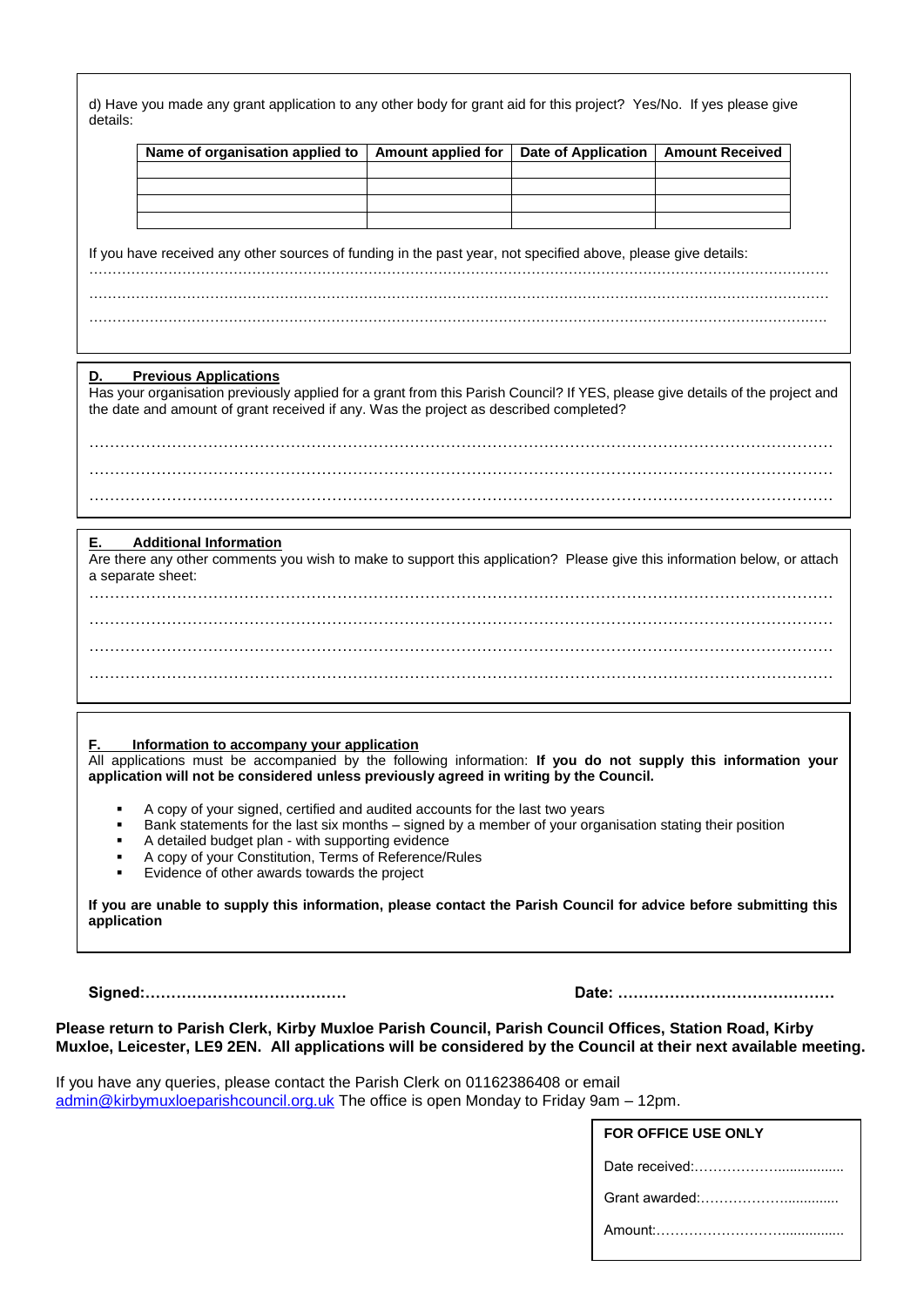d) Have you made any grant application to any other body for grant aid for this project? Yes/No. If yes please give details:

| Name of organisation applied to | Amount applied for | Date of Application | Amount Received |
|---|---|---|---|
| | | | |
| | | | |
| | | | |
| | | | |

If you have received any other sources of funding in the past year, not specified above, please give details:

…………………………………………………………………………………………………………………………………………

…………………………………………………………………………………………………………………………………………

…………………………………………………………………………………………………………………………………………

## D. Previous Applications

Has your organisation previously applied for a grant from this Parish Council? If YES, please give details of the project and the date and amount of grant received if any. Was the project as described completed?

…………………………………………………………………………………………………………………………………………

…………………………………………………………………………………………………………………………………………

…………………………………………………………………………………………………………………………………………

## E. Additional Information

Are there any other comments you wish to make to support this application? Please give this information below, or attach a separate sheet:

…………………………………………………………………………………………………………………………………………

…………………………………………………………………………………………………………………………………………

…………………………………………………………………………………………………………………………………………

…………………………………………………………………………………………………………………………………………

## F. Information to accompany your application

All applications must be accompanied by the following information: **If you do not supply this information your application will not be considered unless previously agreed in writing by the Council.**

- A copy of your signed, certified and audited accounts for the last two years
- Bank statements for the last six months – signed by a member of your organisation stating their position
- A detailed budget plan - with supporting evidence
- A copy of your Constitution, Terms of Reference/Rules
- Evidence of other awards towards the project

**If you are unable to supply this information, please contact the Parish Council for advice before submitting this application**

**Signed:…………………………………** **Date: ……………………………………**

**Please return to Parish Clerk, Kirby Muxloe Parish Council, Parish Council Offices, Station Road, Kirby Muxloe, Leicester, LE9 2EN. All applications will be considered by the Council at their next available meeting.**

If you have any queries, please contact the Parish Clerk on 01162386408 or email admin@kirbymuxloeparishcouncil.org.uk The office is open Monday to Friday 9am – 12pm.

**FOR OFFICE USE ONLY**

Date received:…………………...............

Grant awarded:……………….............

Amount:……………………….................